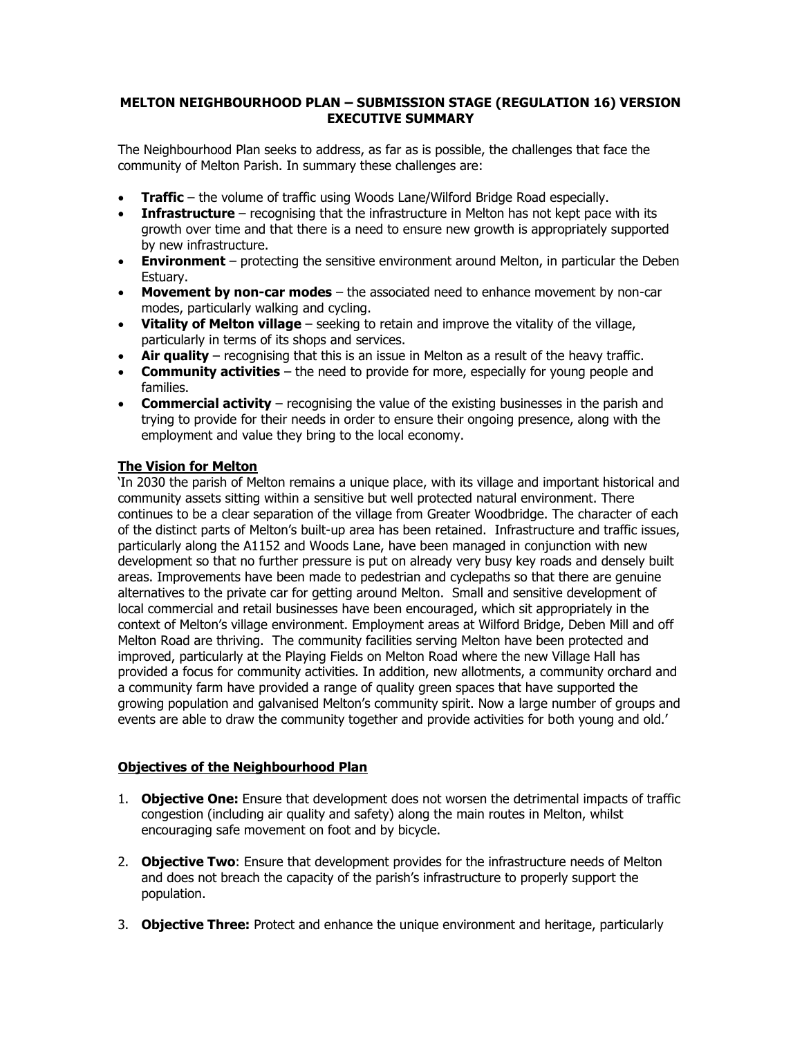# MELTON NEIGHBOURHOOD PLAN – SUBMISSION STAGE (REGULATION 16) VERSION EXECUTIVE SUMMARY

The Neighbourhood Plan seeks to address, as far as is possible, the challenges that face the community of Melton Parish. In summary these challenges are:

- **Traffic** – the volume of traffic using Woods Lane/Wilford Bridge Road especially.
- **Infrastructure** – recognising that the infrastructure in Melton has not kept pace with its growth over time and that there is a need to ensure new growth is appropriately supported by new infrastructure.
- **Environment** – protecting the sensitive environment around Melton, in particular the Deben Estuary.
- **Movement by non-car modes** – the associated need to enhance movement by non-car modes, particularly walking and cycling.
- **Vitality of Melton village** – seeking to retain and improve the vitality of the village, particularly in terms of its shops and services.
- **Air quality** – recognising that this is an issue in Melton as a result of the heavy traffic.
- **Community activities** – the need to provide for more, especially for young people and families.
- **Commercial activity** – recognising the value of the existing businesses in the parish and trying to provide for their needs in order to ensure their ongoing presence, along with the employment and value they bring to the local economy.

## The Vision for Melton

'In 2030 the parish of Melton remains a unique place, with its village and important historical and community assets sitting within a sensitive but well protected natural environment. There continues to be a clear separation of the village from Greater Woodbridge. The character of each of the distinct parts of Melton's built-up area has been retained. Infrastructure and traffic issues, particularly along the A1152 and Woods Lane, have been managed in conjunction with new development so that no further pressure is put on already very busy key roads and densely built areas. Improvements have been made to pedestrian and cyclepaths so that there are genuine alternatives to the private car for getting around Melton. Small and sensitive development of local commercial and retail businesses have been encouraged, which sit appropriately in the context of Melton's village environment. Employment areas at Wilford Bridge, Deben Mill and off Melton Road are thriving. The community facilities serving Melton have been protected and improved, particularly at the Playing Fields on Melton Road where the new Village Hall has provided a focus for community activities. In addition, new allotments, a community orchard and a community farm have provided a range of quality green spaces that have supported the growing population and galvanised Melton's community spirit. Now a large number of groups and events are able to draw the community together and provide activities for both young and old.'

## Objectives of the Neighbourhood Plan

1. **Objective One:** Ensure that development does not worsen the detrimental impacts of traffic congestion (including air quality and safety) along the main routes in Melton, whilst encouraging safe movement on foot and by bicycle.

2. **Objective Two**: Ensure that development provides for the infrastructure needs of Melton and does not breach the capacity of the parish's infrastructure to properly support the population.

3. **Objective Three:** Protect and enhance the unique environment and heritage, particularly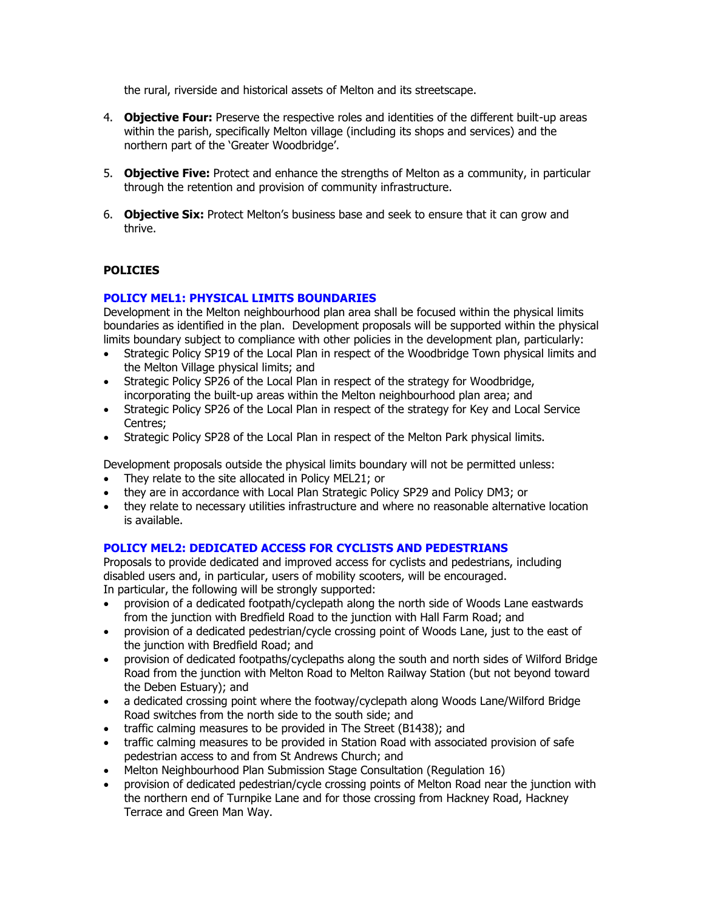the rural, riverside and historical assets of Melton and its streetscape.

4. **Objective Four:** Preserve the respective roles and identities of the different built-up areas within the parish, specifically Melton village (including its shops and services) and the northern part of the 'Greater Woodbridge'.

5. **Objective Five:** Protect and enhance the strengths of Melton as a community, in particular through the retention and provision of community infrastructure.

6. **Objective Six:** Protect Melton's business base and seek to ensure that it can grow and thrive.

## POLICIES

### POLICY MEL1: PHYSICAL LIMITS BOUNDARIES

Development in the Melton neighbourhood plan area shall be focused within the physical limits boundaries as identified in the plan. Development proposals will be supported within the physical limits boundary subject to compliance with other policies in the development plan, particularly:

- Strategic Policy SP19 of the Local Plan in respect of the Woodbridge Town physical limits and the Melton Village physical limits; and
- Strategic Policy SP26 of the Local Plan in respect of the strategy for Woodbridge, incorporating the built-up areas within the Melton neighbourhood plan area; and
- Strategic Policy SP26 of the Local Plan in respect of the strategy for Key and Local Service Centres;
- Strategic Policy SP28 of the Local Plan in respect of the Melton Park physical limits.

Development proposals outside the physical limits boundary will not be permitted unless:

- They relate to the site allocated in Policy MEL21; or
- they are in accordance with Local Plan Strategic Policy SP29 and Policy DM3; or
- they relate to necessary utilities infrastructure and where no reasonable alternative location is available.

### POLICY MEL2: DEDICATED ACCESS FOR CYCLISTS AND PEDESTRIANS

Proposals to provide dedicated and improved access for cyclists and pedestrians, including disabled users and, in particular, users of mobility scooters, will be encouraged.
In particular, the following will be strongly supported:

- provision of a dedicated footpath/cyclepath along the north side of Woods Lane eastwards from the junction with Bredfield Road to the junction with Hall Farm Road; and
- provision of a dedicated pedestrian/cycle crossing point of Woods Lane, just to the east of the junction with Bredfield Road; and
- provision of dedicated footpaths/cyclepaths along the south and north sides of Wilford Bridge Road from the junction with Melton Road to Melton Railway Station (but not beyond toward the Deben Estuary); and
- a dedicated crossing point where the footway/cyclepath along Woods Lane/Wilford Bridge Road switches from the north side to the south side; and
- traffic calming measures to be provided in The Street (B1438); and
- traffic calming measures to be provided in Station Road with associated provision of safe pedestrian access to and from St Andrews Church; and
- Melton Neighbourhood Plan Submission Stage Consultation (Regulation 16)
- provision of dedicated pedestrian/cycle crossing points of Melton Road near the junction with the northern end of Turnpike Lane and for those crossing from Hackney Road, Hackney Terrace and Green Man Way.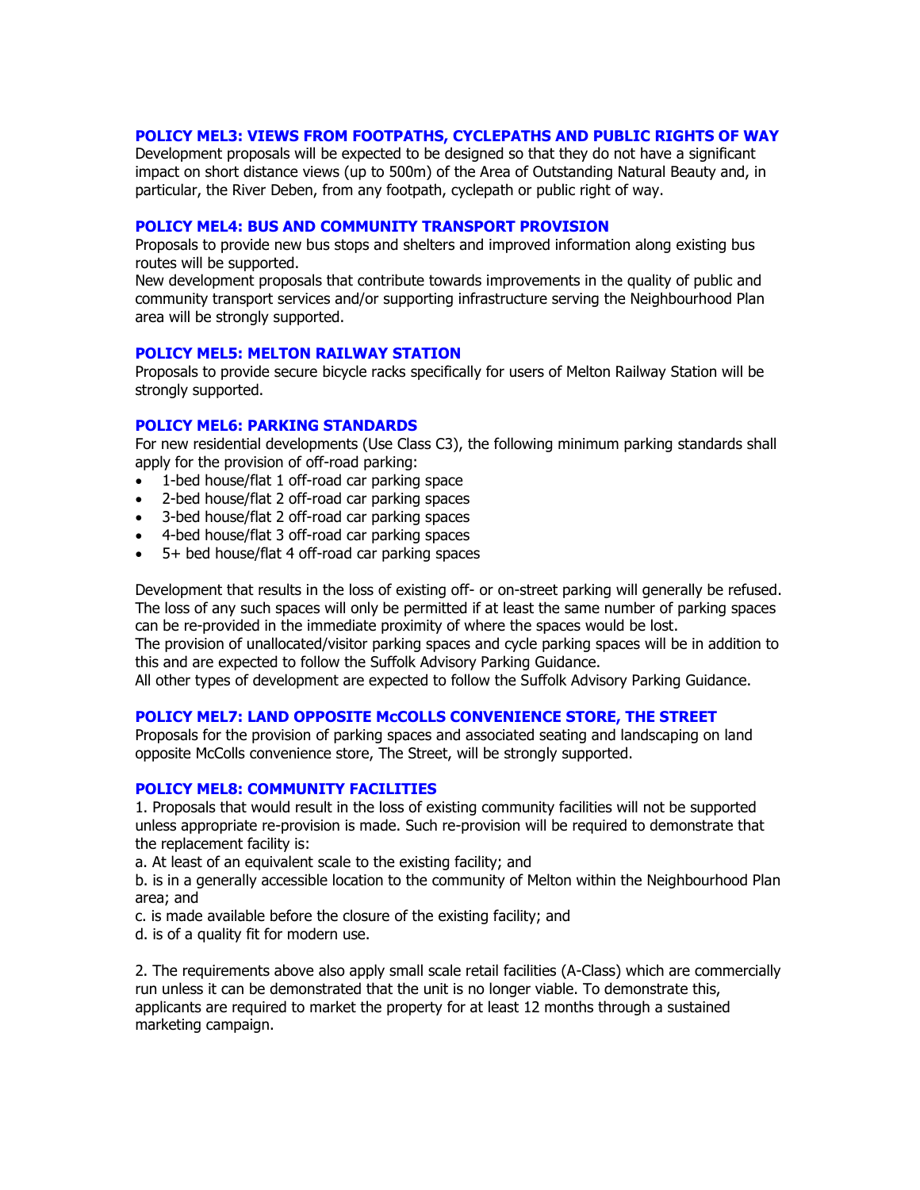### POLICY MEL3: VIEWS FROM FOOTPATHS, CYCLEPATHS AND PUBLIC RIGHTS OF WAY

Development proposals will be expected to be designed so that they do not have a significant impact on short distance views (up to 500m) of the Area of Outstanding Natural Beauty and, in particular, the River Deben, from any footpath, cyclepath or public right of way.

### POLICY MEL4: BUS AND COMMUNITY TRANSPORT PROVISION

Proposals to provide new bus stops and shelters and improved information along existing bus routes will be supported.

New development proposals that contribute towards improvements in the quality of public and community transport services and/or supporting infrastructure serving the Neighbourhood Plan area will be strongly supported.

### POLICY MEL5: MELTON RAILWAY STATION

Proposals to provide secure bicycle racks specifically for users of Melton Railway Station will be strongly supported.

### POLICY MEL6: PARKING STANDARDS

For new residential developments (Use Class C3), the following minimum parking standards shall apply for the provision of off-road parking:

- 1-bed house/flat 1 off-road car parking space
- 2-bed house/flat 2 off-road car parking spaces
- 3-bed house/flat 2 off-road car parking spaces
- 4-bed house/flat 3 off-road car parking spaces
- 5+ bed house/flat 4 off-road car parking spaces

Development that results in the loss of existing off- or on-street parking will generally be refused. The loss of any such spaces will only be permitted if at least the same number of parking spaces can be re-provided in the immediate proximity of where the spaces would be lost.

The provision of unallocated/visitor parking spaces and cycle parking spaces will be in addition to this and are expected to follow the Suffolk Advisory Parking Guidance.

All other types of development are expected to follow the Suffolk Advisory Parking Guidance.

### POLICY MEL7: LAND OPPOSITE McCOLLS CONVENIENCE STORE, THE STREET

Proposals for the provision of parking spaces and associated seating and landscaping on land opposite McColls convenience store, The Street, will be strongly supported.

### POLICY MEL8: COMMUNITY FACILITIES

1. Proposals that would result in the loss of existing community facilities will not be supported unless appropriate re-provision is made. Such re-provision will be required to demonstrate that the replacement facility is:

a. At least of an equivalent scale to the existing facility; and

b. is in a generally accessible location to the community of Melton within the Neighbourhood Plan area; and

c. is made available before the closure of the existing facility; and

d. is of a quality fit for modern use.

2. The requirements above also apply small scale retail facilities (A-Class) which are commercially run unless it can be demonstrated that the unit is no longer viable. To demonstrate this, applicants are required to market the property for at least 12 months through a sustained marketing campaign.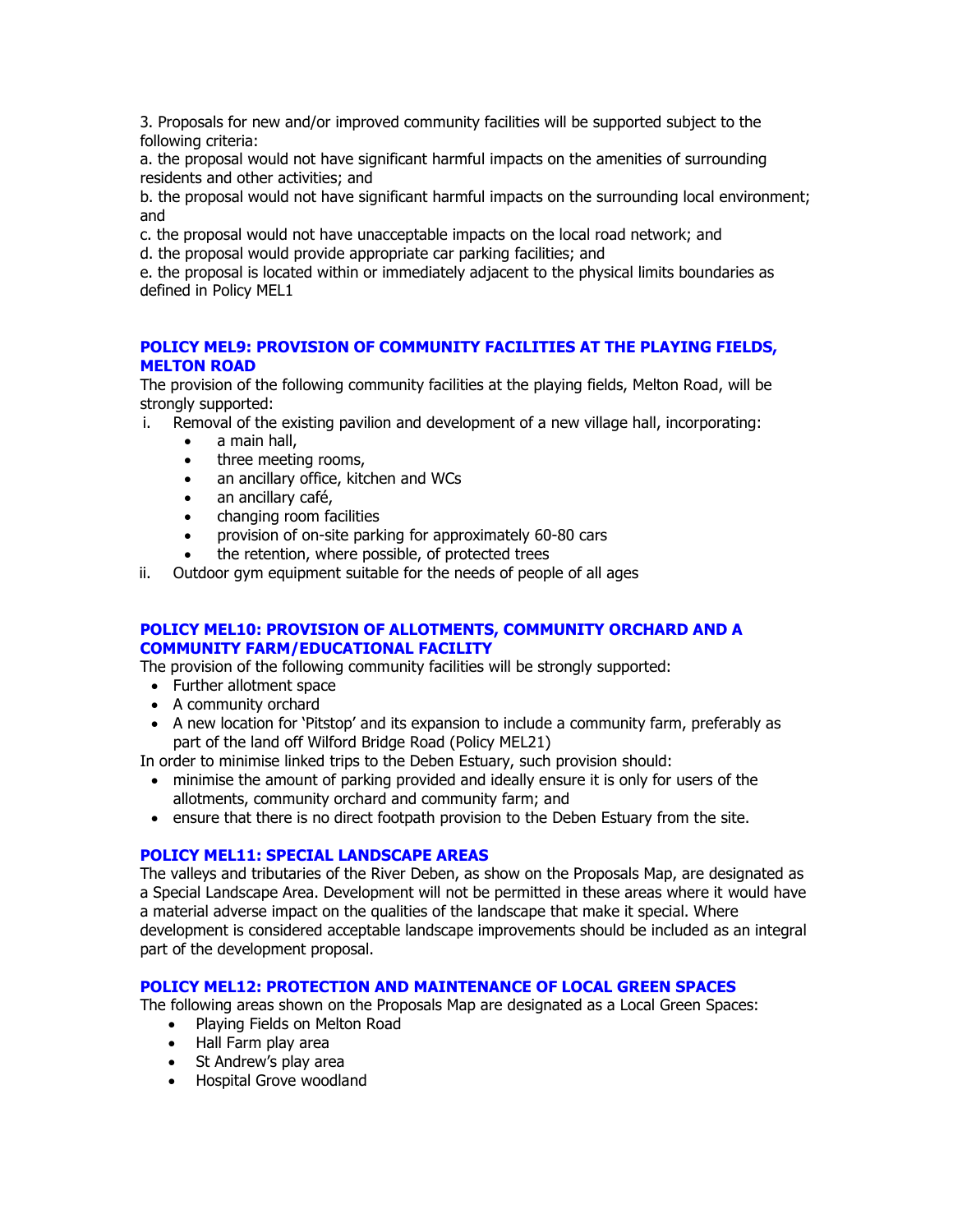3. Proposals for new and/or improved community facilities will be supported subject to the following criteria:

a. the proposal would not have significant harmful impacts on the amenities of surrounding residents and other activities; and

b. the proposal would not have significant harmful impacts on the surrounding local environment; and

c. the proposal would not have unacceptable impacts on the local road network; and

d. the proposal would provide appropriate car parking facilities; and

e. the proposal is located within or immediately adjacent to the physical limits boundaries as defined in Policy MEL1

### POLICY MEL9: PROVISION OF COMMUNITY FACILITIES AT THE PLAYING FIELDS, MELTON ROAD

The provision of the following community facilities at the playing fields, Melton Road, will be strongly supported:

i. Removal of the existing pavilion and development of a new village hall, incorporating:
   - a main hall,
   - three meeting rooms,
   - an ancillary office, kitchen and WCs
   - an ancillary café,
   - changing room facilities
   - provision of on-site parking for approximately 60-80 cars
   - the retention, where possible, of protected trees

ii. Outdoor gym equipment suitable for the needs of people of all ages

### POLICY MEL10: PROVISION OF ALLOTMENTS, COMMUNITY ORCHARD AND A COMMUNITY FARM/EDUCATIONAL FACILITY

The provision of the following community facilities will be strongly supported:

- Further allotment space
- A community orchard
- A new location for 'Pitstop' and its expansion to include a community farm, preferably as part of the land off Wilford Bridge Road (Policy MEL21)

In order to minimise linked trips to the Deben Estuary, such provision should:

- minimise the amount of parking provided and ideally ensure it is only for users of the allotments, community orchard and community farm; and
- ensure that there is no direct footpath provision to the Deben Estuary from the site.

### POLICY MEL11: SPECIAL LANDSCAPE AREAS

The valleys and tributaries of the River Deben, as show on the Proposals Map, are designated as a Special Landscape Area. Development will not be permitted in these areas where it would have a material adverse impact on the qualities of the landscape that make it special. Where development is considered acceptable landscape improvements should be included as an integral part of the development proposal.

### POLICY MEL12: PROTECTION AND MAINTENANCE OF LOCAL GREEN SPACES

The following areas shown on the Proposals Map are designated as a Local Green Spaces:

- Playing Fields on Melton Road
- Hall Farm play area
- St Andrew's play area
- Hospital Grove woodland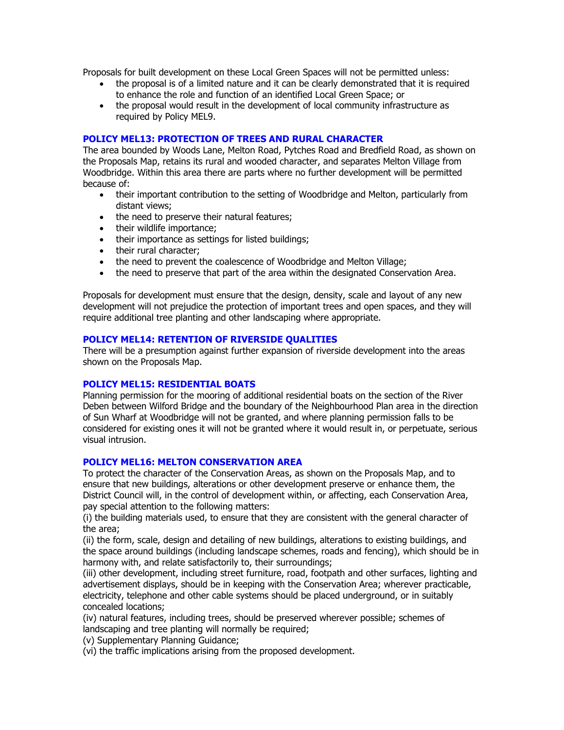Proposals for built development on these Local Green Spaces will not be permitted unless:

- the proposal is of a limited nature and it can be clearly demonstrated that it is required to enhance the role and function of an identified Local Green Space; or
- the proposal would result in the development of local community infrastructure as required by Policy MEL9.

### POLICY MEL13: PROTECTION OF TREES AND RURAL CHARACTER

The area bounded by Woods Lane, Melton Road, Pytches Road and Bredfield Road, as shown on the Proposals Map, retains its rural and wooded character, and separates Melton Village from Woodbridge. Within this area there are parts where no further development will be permitted because of:

- their important contribution to the setting of Woodbridge and Melton, particularly from distant views;
- the need to preserve their natural features;
- their wildlife importance;
- their importance as settings for listed buildings;
- their rural character;
- the need to prevent the coalescence of Woodbridge and Melton Village;
- the need to preserve that part of the area within the designated Conservation Area.

Proposals for development must ensure that the design, density, scale and layout of any new development will not prejudice the protection of important trees and open spaces, and they will require additional tree planting and other landscaping where appropriate.

### POLICY MEL14: RETENTION OF RIVERSIDE QUALITIES

There will be a presumption against further expansion of riverside development into the areas shown on the Proposals Map.

### POLICY MEL15: RESIDENTIAL BOATS

Planning permission for the mooring of additional residential boats on the section of the River Deben between Wilford Bridge and the boundary of the Neighbourhood Plan area in the direction of Sun Wharf at Woodbridge will not be granted, and where planning permission falls to be considered for existing ones it will not be granted where it would result in, or perpetuate, serious visual intrusion.

### POLICY MEL16: MELTON CONSERVATION AREA

To protect the character of the Conservation Areas, as shown on the Proposals Map, and to ensure that new buildings, alterations or other development preserve or enhance them, the District Council will, in the control of development within, or affecting, each Conservation Area, pay special attention to the following matters:

(i) the building materials used, to ensure that they are consistent with the general character of the area;

(ii) the form, scale, design and detailing of new buildings, alterations to existing buildings, and the space around buildings (including landscape schemes, roads and fencing), which should be in harmony with, and relate satisfactorily to, their surroundings;

(iii) other development, including street furniture, road, footpath and other surfaces, lighting and advertisement displays, should be in keeping with the Conservation Area; wherever practicable, electricity, telephone and other cable systems should be placed underground, or in suitably concealed locations;

(iv) natural features, including trees, should be preserved wherever possible; schemes of landscaping and tree planting will normally be required;

(v) Supplementary Planning Guidance;

(vi) the traffic implications arising from the proposed development.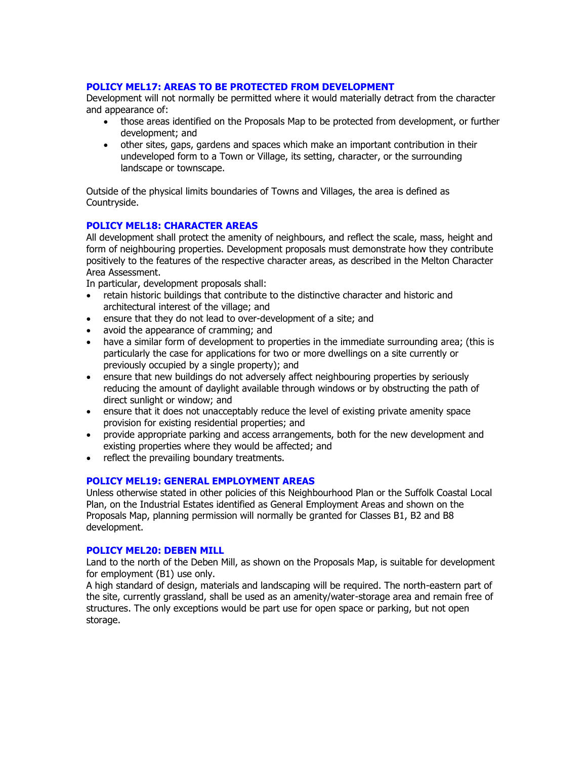### POLICY MEL17: AREAS TO BE PROTECTED FROM DEVELOPMENT

Development will not normally be permitted where it would materially detract from the character and appearance of:

- those areas identified on the Proposals Map to be protected from development, or further development; and
- other sites, gaps, gardens and spaces which make an important contribution in their undeveloped form to a Town or Village, its setting, character, or the surrounding landscape or townscape.

Outside of the physical limits boundaries of Towns and Villages, the area is defined as Countryside.

### POLICY MEL18: CHARACTER AREAS

All development shall protect the amenity of neighbours, and reflect the scale, mass, height and form of neighbouring properties. Development proposals must demonstrate how they contribute positively to the features of the respective character areas, as described in the Melton Character Area Assessment.

In particular, development proposals shall:

- retain historic buildings that contribute to the distinctive character and historic and architectural interest of the village; and
- ensure that they do not lead to over-development of a site; and
- avoid the appearance of cramming; and
- have a similar form of development to properties in the immediate surrounding area; (this is particularly the case for applications for two or more dwellings on a site currently or previously occupied by a single property); and
- ensure that new buildings do not adversely affect neighbouring properties by seriously reducing the amount of daylight available through windows or by obstructing the path of direct sunlight or window; and
- ensure that it does not unacceptably reduce the level of existing private amenity space provision for existing residential properties; and
- provide appropriate parking and access arrangements, both for the new development and existing properties where they would be affected; and
- reflect the prevailing boundary treatments.

### POLICY MEL19: GENERAL EMPLOYMENT AREAS

Unless otherwise stated in other policies of this Neighbourhood Plan or the Suffolk Coastal Local Plan, on the Industrial Estates identified as General Employment Areas and shown on the Proposals Map, planning permission will normally be granted for Classes B1, B2 and B8 development.

### POLICY MEL20: DEBEN MILL

Land to the north of the Deben Mill, as shown on the Proposals Map, is suitable for development for employment (B1) use only.

A high standard of design, materials and landscaping will be required. The north-eastern part of the site, currently grassland, shall be used as an amenity/water-storage area and remain free of structures. The only exceptions would be part use for open space or parking, but not open storage.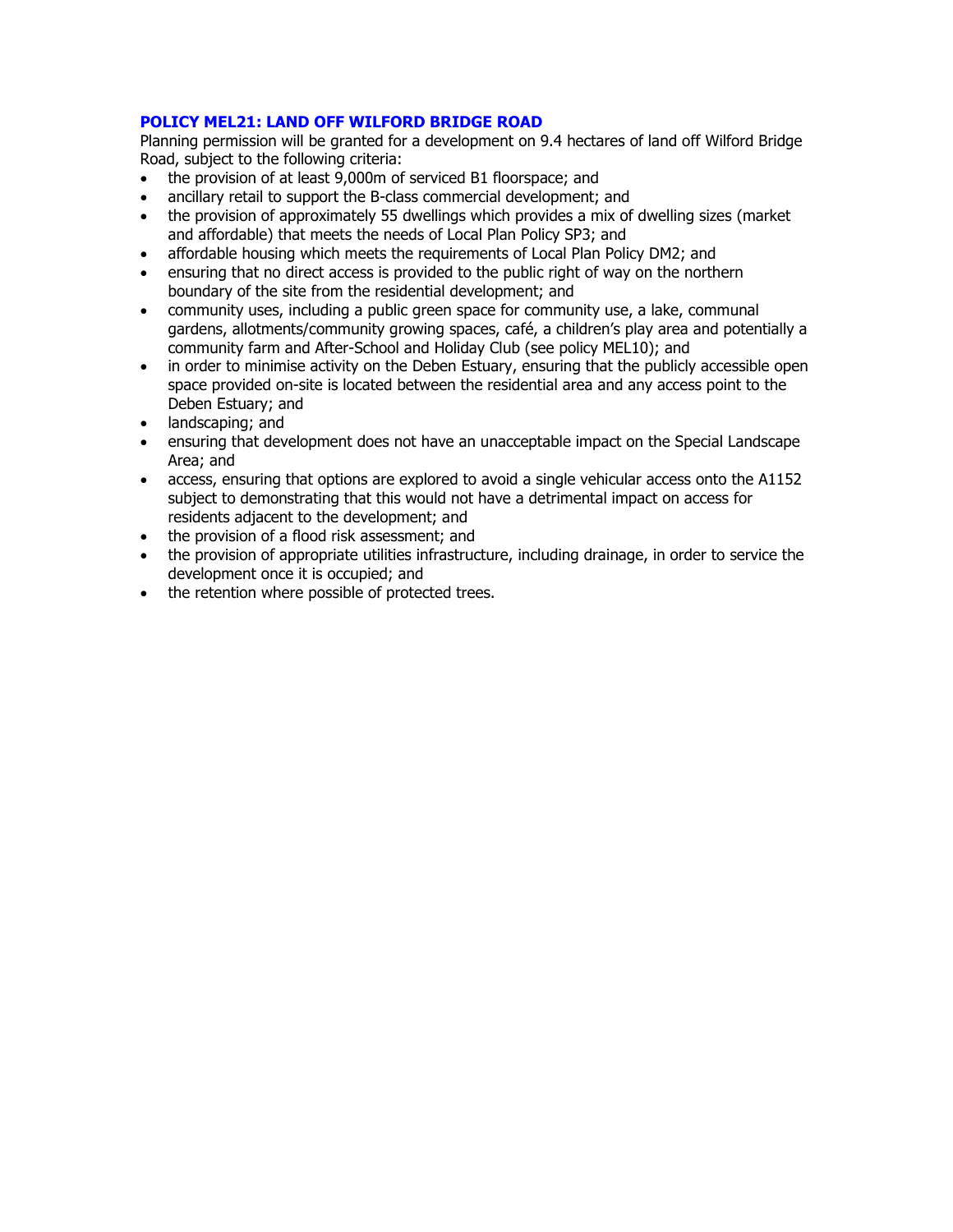### POLICY MEL21: LAND OFF WILFORD BRIDGE ROAD

Planning permission will be granted for a development on 9.4 hectares of land off Wilford Bridge Road, subject to the following criteria:

- the provision of at least 9,000m of serviced B1 floorspace; and
- ancillary retail to support the B-class commercial development; and
- the provision of approximately 55 dwellings which provides a mix of dwelling sizes (market and affordable) that meets the needs of Local Plan Policy SP3; and
- affordable housing which meets the requirements of Local Plan Policy DM2; and
- ensuring that no direct access is provided to the public right of way on the northern boundary of the site from the residential development; and
- community uses, including a public green space for community use, a lake, communal gardens, allotments/community growing spaces, café, a children's play area and potentially a community farm and After-School and Holiday Club (see policy MEL10); and
- in order to minimise activity on the Deben Estuary, ensuring that the publicly accessible open space provided on-site is located between the residential area and any access point to the Deben Estuary; and
- landscaping; and
- ensuring that development does not have an unacceptable impact on the Special Landscape Area; and
- access, ensuring that options are explored to avoid a single vehicular access onto the A1152 subject to demonstrating that this would not have a detrimental impact on access for residents adjacent to the development; and
- the provision of a flood risk assessment; and
- the provision of appropriate utilities infrastructure, including drainage, in order to service the development once it is occupied; and
- the retention where possible of protected trees.